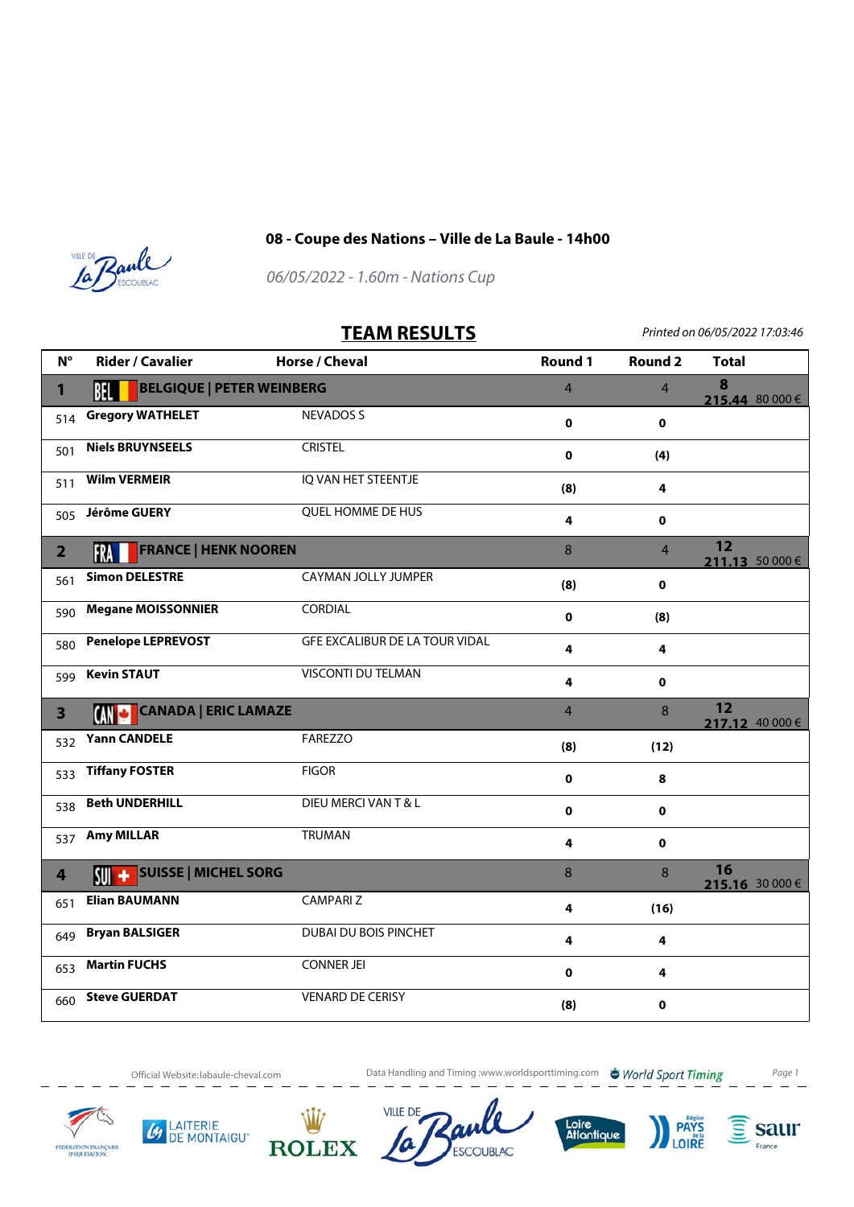# 08 - Coupe des Nations – Ville de La Baule - 14h00

*06/05/2022 - 1.60m - Nations Cup*

## TEAM RESULTS

*Printed on 06/05/2022 17:03:46*

| N° | Rider / Cavalier | Horse / Cheval | Round 1 | Round 2 | Total |
|---|---|---|---|---|---|
| **1** | **BEL BELGIQUE \| PETER WEINBERG** | | 4 | 4 | **8** **215.44** 80 000 € |
| 514 | **Gregory WATHELET** | NEVADOS S | **0** | **0** | |
| 501 | **Niels BRUYNSEELS** | CRISTEL | **0** | **(4)** | |
| 511 | **Wilm VERMEIR** | IQ VAN HET STEENTJE | **(8)** | **4** | |
| 505 | **Jérôme GUERY** | QUEL HOMME DE HUS | **4** | **0** | |
| **2** | **FRA FRANCE \| HENK NOOREN** | | 8 | 4 | **12** **211.13** 50 000 € |
| 561 | **Simon DELESTRE** | CAYMAN JOLLY JUMPER | **(8)** | **0** | |
| 590 | **Megane MOISSONNIER** | CORDIAL | **0** | **(8)** | |
| 580 | **Penelope LEPREVOST** | GFE EXCALIBUR DE LA TOUR VIDAL | **4** | **4** | |
| 599 | **Kevin STAUT** | VISCONTI DU TELMAN | **4** | **0** | |
| **3** | **CAN CANADA \| ERIC LAMAZE** | | 4 | 8 | **12** **217.12** 40 000 € |
| 532 | **Yann CANDELE** | FAREZZO | **(8)** | **(12)** | |
| 533 | **Tiffany FOSTER** | FIGOR | **0** | **8** | |
| 538 | **Beth UNDERHILL** | DIEU MERCI VAN T & L | **0** | **0** | |
| 537 | **Amy MILLAR** | TRUMAN | **4** | **0** | |
| **4** | **SUI SUISSE \| MICHEL SORG** | | 8 | 8 | **16** **215.16** 30 000 € |
| 651 | **Elian BAUMANN** | CAMPARI Z | **4** | **(16)** | |
| 649 | **Bryan BALSIGER** | DUBAI DU BOIS PINCHET | **4** | **4** | |
| 653 | **Martin FUCHS** | CONNER JEI | **0** | **4** | |
| 660 | **Steve GUERDAT** | VENARD DE CERISY | **(8)** | **0** | |

Official Website: labaule-cheval.com — Data Handling and Timing: www.worldsporttiming.com — World Sport Timing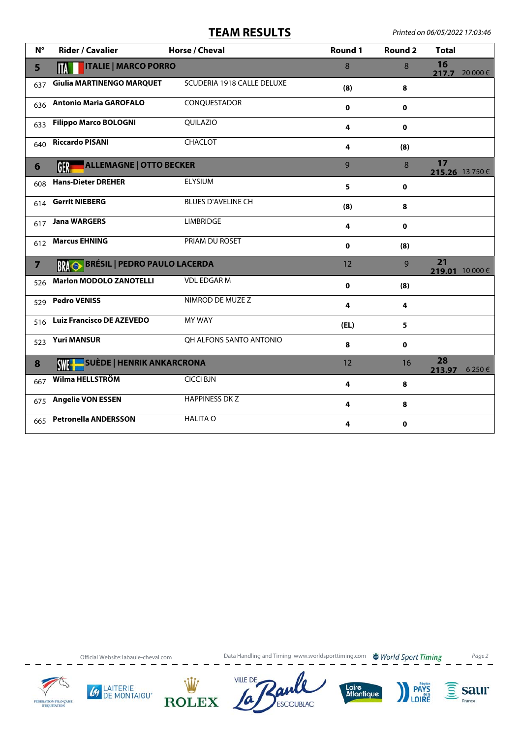## TEAM RESULTS

*Printed on 06/05/2022 17:03:46*

| N° | Rider / Cavalier | Horse / Cheval | Round 1 | Round 2 | Total |
|---|---|---|---|---|---|
| **5** | **ITA ITALIE \| MARCO PORRO** | | 8 | 8 | **16** **217.7** 20 000 € |
| 637 | **Giulia MARTINENGO MARQUET** | SCUDERIA 1918 CALLE DELUXE | **(8)** | **8** | |
| 636 | **Antonio Maria GAROFALO** | CONQUESTADOR | **0** | **0** | |
| 633 | **Filippo Marco BOLOGNI** | QUILAZIO | **4** | **0** | |
| 640 | **Riccardo PISANI** | CHACLOT | **4** | **(8)** | |
| **6** | **GER ALLEMAGNE \| OTTO BECKER** | | 9 | 8 | **17** **215.26** 13 750 € |
| 608 | **Hans-Dieter DREHER** | ELYSIUM | **5** | **0** | |
| 614 | **Gerrit NIEBERG** | BLUES D'AVELINE CH | **(8)** | **8** | |
| 617 | **Jana WARGERS** | LIMBRIDGE | **4** | **0** | |
| 612 | **Marcus EHNING** | PRIAM DU ROSET | **0** | **(8)** | |
| **7** | **BRA BRÉSIL \| PEDRO PAULO LACERDA** | | 12 | 9 | **21** **219.01** 10 000 € |
| 526 | **Marlon MODOLO ZANOTELLI** | VDL EDGAR M | **0** | **(8)** | |
| 529 | **Pedro VENISS** | NIMROD DE MUZE Z | **4** | **4** | |
| 516 | **Luiz Francisco DE AZEVEDO** | MY WAY | **(EL)** | **5** | |
| 523 | **Yuri MANSUR** | QH ALFONS SANTO ANTONIO | **8** | **0** | |
| **8** | **SWE SUÈDE \| HENRIK ANKARCRONA** | | 12 | 16 | **28** **213.97** 6 250 € |
| 667 | **Wilma HELLSTRÖM** | CICCI BJN | **4** | **8** | |
| 675 | **Angelie VON ESSEN** | HAPPINESS DK Z | **4** | **8** | |
| 665 | **Petronella ANDERSSON** | HALITA O | **4** | **0** | |

Official Website:labaule-cheval.com — Data Handling and Timing :www.worldsporttiming.com — World Sport Timing